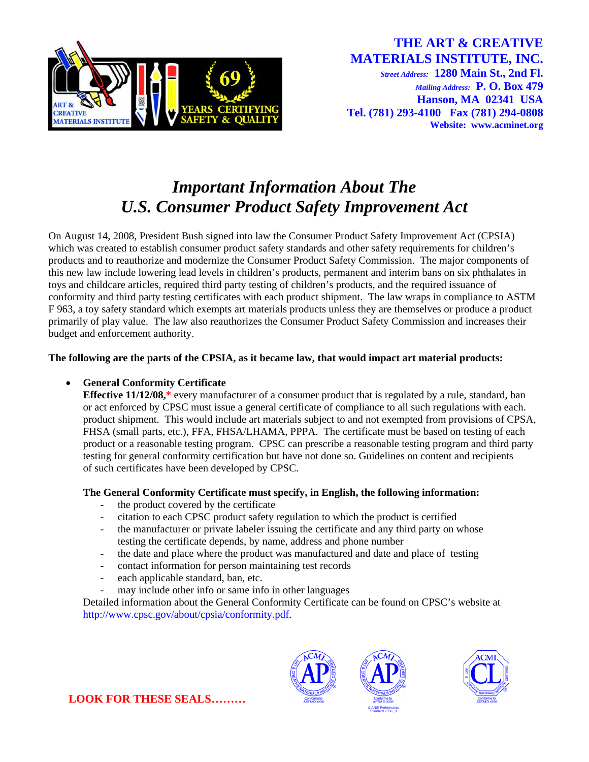**THE ART & CREATIVE MATERIALS INSTITUTE, INC.**
*Street Address:* **1280 Main St., 2nd Fl.**
*Mailing Address:* **P. O. Box 479**
**Hanson, MA 02341 USA**
**Tel. (781) 293-4100 Fax (781) 294-0808**
**Website: www.acminet.org**

# *Important Information About The U.S. Consumer Product Safety Improvement Act*

On August 14, 2008, President Bush signed into law the Consumer Product Safety Improvement Act (CPSIA) which was created to establish consumer product safety standards and other safety requirements for children's products and to reauthorize and modernize the Consumer Product Safety Commission. The major components of this new law include lowering lead levels in children's products, permanent and interim bans on six phthalates in toys and childcare articles, required third party testing of children's products, and the required issuance of conformity and third party testing certificates with each product shipment. The law wraps in compliance to ASTM F 963, a toy safety standard which exempts art materials products unless they are themselves or produce a product primarily of play value. The law also reauthorizes the Consumer Product Safety Commission and increases their budget and enforcement authority.

**The following are the parts of the CPSIA, as it became law, that would impact art material products:**

- **General Conformity Certificate**
  **Effective 11/12/08,*** every manufacturer of a consumer product that is regulated by a rule, standard, ban or act enforced by CPSC must issue a general certificate of compliance to all such regulations with each. product shipment. This would include art materials subject to and not exempted from provisions of CPSA, FHSA (small parts, etc.), FFA, FHSA/LHAMA, PPPA. The certificate must be based on testing of each product or a reasonable testing program. CPSC can prescribe a reasonable testing program and third party testing for general conformity certification but have not done so. Guidelines on content and recipients of such certificates have been developed by CPSC.

  **The General Conformity Certificate must specify, in English, the following information:**
  - the product covered by the certificate
  - citation to each CPSC product safety regulation to which the product is certified
  - the manufacturer or private labeler issuing the certificate and any third party on whose testing the certificate depends, by name, address and phone number
  - the date and place where the product was manufactured and date and place of testing
  - contact information for person maintaining test records
  - each applicable standard, ban, etc.
  - may include other info or same info in other languages

  Detailed information about the General Conformity Certificate can be found on CPSC's website at http://www.cpsc.gov/about/cpsia/conformity.pdf.

**LOOK FOR THESE SEALS………**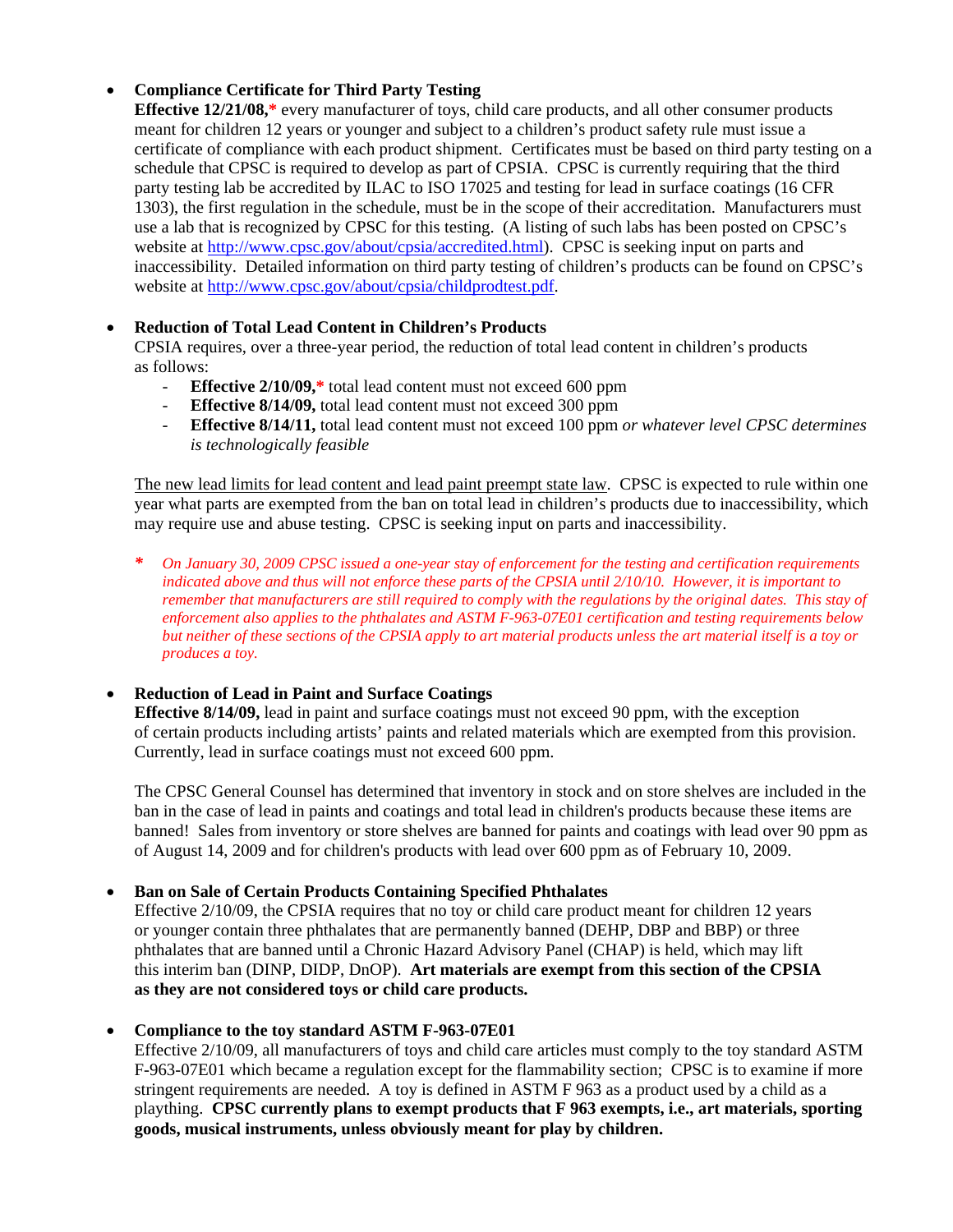- **Compliance Certificate for Third Party Testing**
  **Effective 12/21/08,*** every manufacturer of toys, child care products, and all other consumer products meant for children 12 years or younger and subject to a children's product safety rule must issue a certificate of compliance with each product shipment. Certificates must be based on third party testing on a schedule that CPSC is required to develop as part of CPSIA. CPSC is currently requiring that the third party testing lab be accredited by ILAC to ISO 17025 and testing for lead in surface coatings (16 CFR 1303), the first regulation in the schedule, must be in the scope of their accreditation. Manufacturers must use a lab that is recognized by CPSC for this testing. (A listing of such labs has been posted on CPSC's website at http://www.cpsc.gov/about/cpsia/accredited.html). CPSC is seeking input on parts and inaccessibility. Detailed information on third party testing of children's products can be found on CPSC's website at http://www.cpsc.gov/about/cpsia/childprodtest.pdf.

- **Reduction of Total Lead Content in Children's Products**
  CPSIA requires, over a three-year period, the reduction of total lead content in children's products as follows:
  - **Effective 2/10/09,*** total lead content must not exceed 600 ppm
  - **Effective 8/14/09,** total lead content must not exceed 300 ppm
  - **Effective 8/14/11,** total lead content must not exceed 100 ppm *or whatever level CPSC determines is technologically feasible*

  <u>The new lead limits for lead content and lead paint preempt state law</u>. CPSC is expected to rule within one year what parts are exempted from the ban on total lead in children's products due to inaccessibility, which may require use and abuse testing. CPSC is seeking input on parts and inaccessibility.

  *\* On January 30, 2009 CPSC issued a one-year stay of enforcement for the testing and certification requirements indicated above and thus will not enforce these parts of the CPSIA until 2/10/10. However, it is important to remember that manufacturers are still required to comply with the regulations by the original dates. This stay of enforcement also applies to the phthalates and ASTM F-963-07E01 certification and testing requirements below but neither of these sections of the CPSIA apply to art material products unless the art material itself is a toy or produces a toy.*

- **Reduction of Lead in Paint and Surface Coatings**
  **Effective 8/14/09,** lead in paint and surface coatings must not exceed 90 ppm, with the exception of certain products including artists' paints and related materials which are exempted from this provision. Currently, lead in surface coatings must not exceed 600 ppm.

  The CPSC General Counsel has determined that inventory in stock and on store shelves are included in the ban in the case of lead in paints and coatings and total lead in children's products because these items are banned! Sales from inventory or store shelves are banned for paints and coatings with lead over 90 ppm as of August 14, 2009 and for children's products with lead over 600 ppm as of February 10, 2009.

- **Ban on Sale of Certain Products Containing Specified Phthalates**
  Effective 2/10/09, the CPSIA requires that no toy or child care product meant for children 12 years or younger contain three phthalates that are permanently banned (DEHP, DBP and BBP) or three phthalates that are banned until a Chronic Hazard Advisory Panel (CHAP) is held, which may lift this interim ban (DINP, DIDP, DnOP). **Art materials are exempt from this section of the CPSIA as they are not considered toys or child care products.**

- **Compliance to the toy standard ASTM F-963-07E01**
  Effective 2/10/09, all manufacturers of toys and child care articles must comply to the toy standard ASTM F-963-07E01 which became a regulation except for the flammability section; CPSC is to examine if more stringent requirements are needed. A toy is defined in ASTM F 963 as a product used by a child as a plaything. **CPSC currently plans to exempt products that F 963 exempts, i.e., art materials, sporting goods, musical instruments, unless obviously meant for play by children.**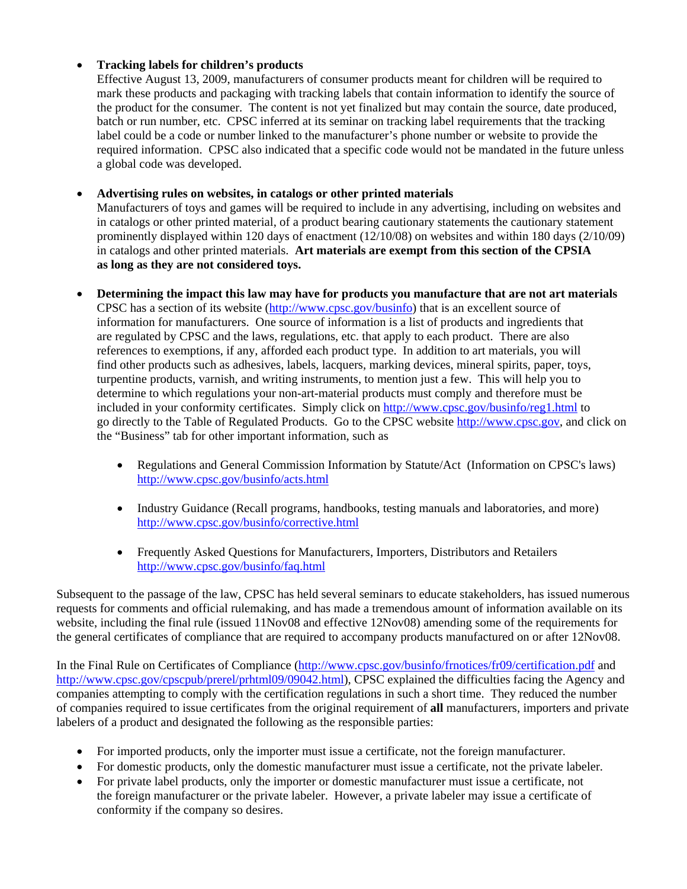- **Tracking labels for children's products**
  Effective August 13, 2009, manufacturers of consumer products meant for children will be required to mark these products and packaging with tracking labels that contain information to identify the source of the product for the consumer. The content is not yet finalized but may contain the source, date produced, batch or run number, etc. CPSC inferred at its seminar on tracking label requirements that the tracking label could be a code or number linked to the manufacturer's phone number or website to provide the required information. CPSC also indicated that a specific code would not be mandated in the future unless a global code was developed.

- **Advertising rules on websites, in catalogs or other printed materials**
  Manufacturers of toys and games will be required to include in any advertising, including on websites and in catalogs or other printed material, of a product bearing cautionary statements the cautionary statement prominently displayed within 120 days of enactment (12/10/08) on websites and within 180 days (2/10/09) in catalogs and other printed materials. **Art materials are exempt from this section of the CPSIA as long as they are not considered toys.**

- **Determining the impact this law may have for products you manufacture that are not art materials**
  CPSC has a section of its website (http://www.cpsc.gov/businfo) that is an excellent source of information for manufacturers. One source of information is a list of products and ingredients that are regulated by CPSC and the laws, regulations, etc. that apply to each product. There are also references to exemptions, if any, afforded each product type. In addition to art materials, you will find other products such as adhesives, labels, lacquers, marking devices, mineral spirits, paper, toys, turpentine products, varnish, and writing instruments, to mention just a few. This will help you to determine to which regulations your non-art-material products must comply and therefore must be included in your conformity certificates. Simply click on http://www.cpsc.gov/businfo/reg1.html to go directly to the Table of Regulated Products. Go to the CPSC website http://www.cpsc.gov, and click on the "Business" tab for other important information, such as

  - Regulations and General Commission Information by Statute/Act (Information on CPSC's laws) http://www.cpsc.gov/businfo/acts.html

  - Industry Guidance (Recall programs, handbooks, testing manuals and laboratories, and more) http://www.cpsc.gov/businfo/corrective.html

  - Frequently Asked Questions for Manufacturers, Importers, Distributors and Retailers http://www.cpsc.gov/businfo/faq.html

Subsequent to the passage of the law, CPSC has held several seminars to educate stakeholders, has issued numerous requests for comments and official rulemaking, and has made a tremendous amount of information available on its website, including the final rule (issued 11Nov08 and effective 12Nov08) amending some of the requirements for the general certificates of compliance that are required to accompany products manufactured on or after 12Nov08.

In the Final Rule on Certificates of Compliance (http://www.cpsc.gov/businfo/frnotices/fr09/certification.pdf and http://www.cpsc.gov/cpscpub/prerel/prhtml09/09042.html), CPSC explained the difficulties facing the Agency and companies attempting to comply with the certification regulations in such a short time. They reduced the number of companies required to issue certificates from the original requirement of **all** manufacturers, importers and private labelers of a product and designated the following as the responsible parties:

- For imported products, only the importer must issue a certificate, not the foreign manufacturer.
- For domestic products, only the domestic manufacturer must issue a certificate, not the private labeler.
- For private label products, only the importer or domestic manufacturer must issue a certificate, not the foreign manufacturer or the private labeler. However, a private labeler may issue a certificate of conformity if the company so desires.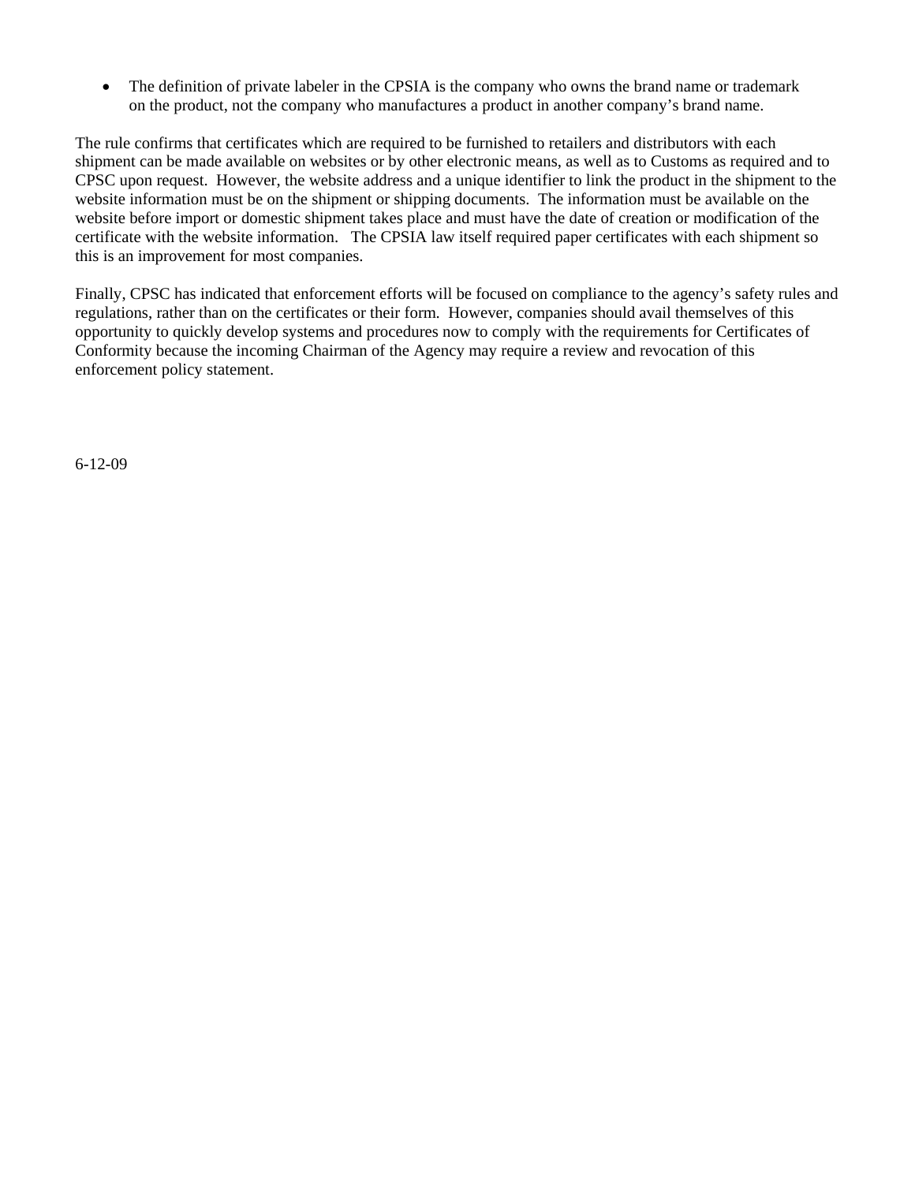- The definition of private labeler in the CPSIA is the company who owns the brand name or trademark on the product, not the company who manufactures a product in another company's brand name.

The rule confirms that certificates which are required to be furnished to retailers and distributors with each shipment can be made available on websites or by other electronic means, as well as to Customs as required and to CPSC upon request. However, the website address and a unique identifier to link the product in the shipment to the website information must be on the shipment or shipping documents. The information must be available on the website before import or domestic shipment takes place and must have the date of creation or modification of the certificate with the website information. The CPSIA law itself required paper certificates with each shipment so this is an improvement for most companies.

Finally, CPSC has indicated that enforcement efforts will be focused on compliance to the agency's safety rules and regulations, rather than on the certificates or their form. However, companies should avail themselves of this opportunity to quickly develop systems and procedures now to comply with the requirements for Certificates of Conformity because the incoming Chairman of the Agency may require a review and revocation of this enforcement policy statement.

6-12-09